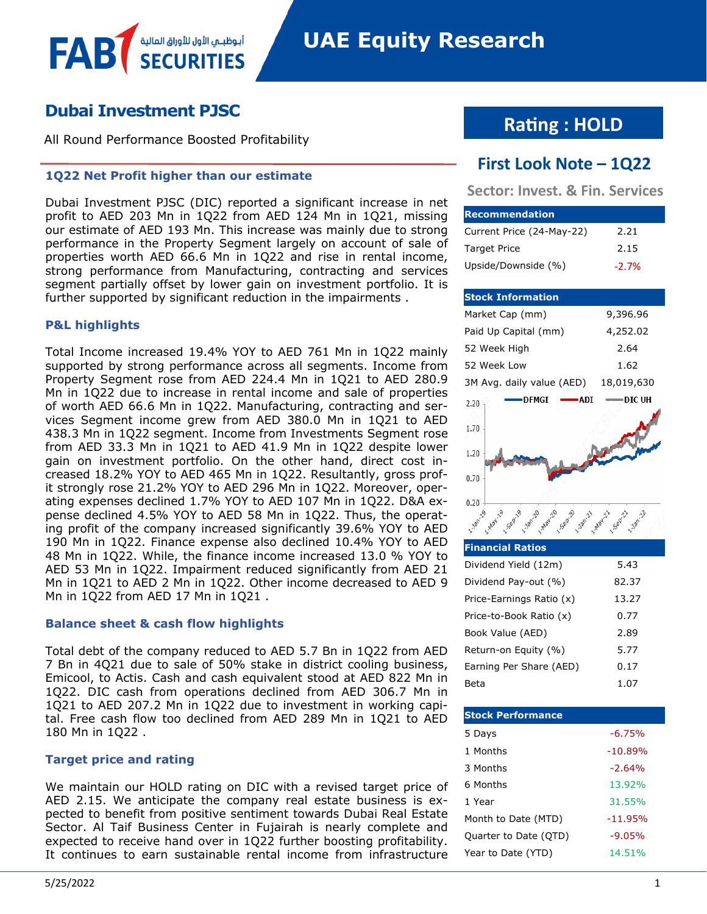# UAE Equity Research

## Dubai Investment PJSC

All Round Performance Boosted Profitability

### 1Q22 Net Profit higher than our estimate

Dubai Investment PJSC (DIC) reported a significant increase in net profit to AED 203 Mn in 1Q22 from AED 124 Mn in 1Q21, missing our estimate of AED 193 Mn. This increase was mainly due to strong performance in the Property Segment largely on account of sale of properties worth AED 66.6 Mn in 1Q22 and rise in rental income, strong performance from Manufacturing, contracting and services segment partially offset by lower gain on investment portfolio. It is further supported by significant reduction in the impairments .

### P&L highlights

Total Income increased 19.4% YOY to AED 761 Mn in 1Q22 mainly supported by strong performance across all segments. Income from Property Segment rose from AED 224.4 Mn in 1Q21 to AED 280.9 Mn in 1Q22 due to increase in rental income and sale of properties of worth AED 66.6 Mn in 1Q22. Manufacturing, contracting and services Segment income grew from AED 380.0 Mn in 1Q21 to AED 438.3 Mn in 1Q22 segment. Income from Investments Segment rose from AED 33.3 Mn in 1Q21 to AED 41.9 Mn in 1Q22 despite lower gain on investment portfolio. On the other hand, direct cost increased 18.2% YOY to AED 465 Mn in 1Q22. Resultantly, gross profit strongly rose 21.2% YOY to AED 296 Mn in 1Q22. Moreover, operating expenses declined 1.7% YOY to AED 107 Mn in 1Q22. D&A expense declined 4.5% YOY to AED 58 Mn in 1Q22. Thus, the operating profit of the company increased significantly 39.6% YOY to AED 190 Mn in 1Q22. Finance expense also declined 10.4% YOY to AED 48 Mn in 1Q22. While, the finance income increased 13.0 % YOY to AED 53 Mn in 1Q22. Impairment reduced significantly from AED 21 Mn in 1Q21 to AED 2 Mn in 1Q22. Other income decreased to AED 9 Mn in 1Q22 from AED 17 Mn in 1Q21 .

### Balance sheet & cash flow highlights

Total debt of the company reduced to AED 5.7 Bn in 1Q22 from AED 7 Bn in 4Q21 due to sale of 50% stake in district cooling business, Emicool, to Actis. Cash and cash equivalent stood at AED 822 Mn in 1Q22. DIC cash from operations declined from AED 306.7 Mn in 1Q21 to AED 207.2 Mn in 1Q22 due to investment in working capital. Free cash flow too declined from AED 289 Mn in 1Q21 to AED 180 Mn in 1Q22 .

### Target price and rating

We maintain our HOLD rating on DIC with a revised target price of AED 2.15. We anticipate the company real estate business is expected to benefit from positive sentiment towards Dubai Real Estate Sector. Al Taif Business Center in Fujairah is nearly complete and expected to receive hand over in 1Q22 further boosting profitability. It continues to earn sustainable rental income from infrastructure

## Rating : HOLD

## First Look Note – 1Q22

**Sector: Invest. & Fin. Services**

| Recommendation | |
|---|---|
| Current Price (24-May-22) | 2.21 |
| Target Price | 2.15 |
| Upside/Downside (%) | -2.7% |

| Stock Information | |
|---|---|
| Market Cap (mm) | 9,396.96 |
| Paid Up Capital (mm) | 4,252.02 |
| 52 Week High | 2.64 |
| 52 Week Low | 1.62 |
| 3M Avg. daily value (AED) | 18,019,630 |

| Financial Ratios | |
|---|---|
| Dividend Yield (12m) | 5.43 |
| Dividend Pay-out (%) | 82.37 |
| Price-Earnings Ratio (x) | 13.27 |
| Price-to-Book Ratio (x) | 0.77 |
| Book Value (AED) | 2.89 |
| Return-on Equity (%) | 5.77 |
| Earning Per Share (AED) | 0.17 |
| Beta | 1.07 |

| Stock Performance | |
|---|---|
| 5 Days | -6.75% |
| 1 Months | -10.89% |
| 3 Months | -2.64% |
| 6 Months | 13.92% |
| 1 Year | 31.55% |
| Month to Date (MTD) | -11.95% |
| Quarter to Date (QTD) | -9.05% |
| Year to Date (YTD) | 14.51% |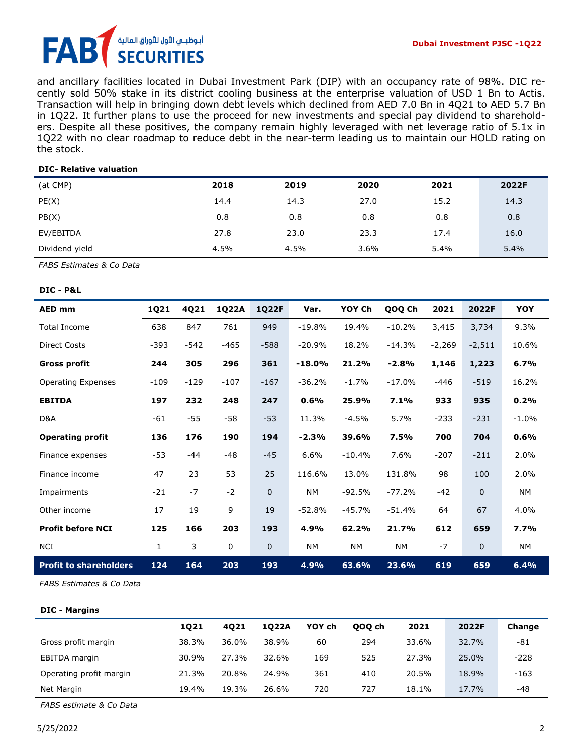and ancillary facilities located in Dubai Investment Park (DIP) with an occupancy rate of 98%. DIC recently sold 50% stake in its district cooling business at the enterprise valuation of USD 1 Bn to Actis. Transaction will help in bringing down debt levels which declined from AED 7.0 Bn in 4Q21 to AED 5.7 Bn in 1Q22. It further plans to use the proceed for new investments and special pay dividend to shareholders. Despite all these positives, the company remain highly leveraged with net leverage ratio of 5.1x in 1Q22 with no clear roadmap to reduce debt in the near-term leading us to maintain our HOLD rating on the stock.

**DIC- Relative valuation**

| (at CMP) | 2018 | 2019 | 2020 | 2021 | 2022F |
|---|---|---|---|---|---|
| PE(X) | 14.4 | 14.3 | 27.0 | 15.2 | 14.3 |
| PB(X) | 0.8 | 0.8 | 0.8 | 0.8 | 0.8 |
| EV/EBITDA | 27.8 | 23.0 | 23.3 | 17.4 | 16.0 |
| Dividend yield | 4.5% | 4.5% | 3.6% | 5.4% | 5.4% |

*FABS Estimates & Co Data*

**DIC - P&L**

| AED mm | 1Q21 | 4Q21 | 1Q22A | 1Q22F | Var. | YOY Ch | QOQ Ch | 2021 | 2022F | YOY |
|---|---|---|---|---|---|---|---|---|---|---|
| Total Income | 638 | 847 | 761 | 949 | -19.8% | 19.4% | -10.2% | 3,415 | 3,734 | 9.3% |
| Direct Costs | -393 | -542 | -465 | -588 | -20.9% | 18.2% | -14.3% | -2,269 | -2,511 | 10.6% |
| **Gross profit** | **244** | **305** | **296** | **361** | **-18.0%** | **21.2%** | **-2.8%** | **1,146** | **1,223** | **6.7%** |
| Operating Expenses | -109 | -129 | -107 | -167 | -36.2% | -1.7% | -17.0% | -446 | -519 | 16.2% |
| **EBITDA** | **197** | **232** | **248** | **247** | **0.6%** | **25.9%** | **7.1%** | **933** | **935** | **0.2%** |
| D&A | -61 | -55 | -58 | -53 | 11.3% | -4.5% | 5.7% | -233 | -231 | -1.0% |
| **Operating profit** | **136** | **176** | **190** | **194** | **-2.3%** | **39.6%** | **7.5%** | **700** | **704** | **0.6%** |
| Finance expenses | -53 | -44 | -48 | -45 | 6.6% | -10.4% | 7.6% | -207 | -211 | 2.0% |
| Finance income | 47 | 23 | 53 | 25 | 116.6% | 13.0% | 131.8% | 98 | 100 | 2.0% |
| Impairments | -21 | -7 | -2 | 0 | NM | -92.5% | -77.2% | -42 | 0 | NM |
| Other income | 17 | 19 | 9 | 19 | -52.8% | -45.7% | -51.4% | 64 | 67 | 4.0% |
| **Profit before NCI** | **125** | **166** | **203** | **193** | **4.9%** | **62.2%** | **21.7%** | **612** | **659** | **7.7%** |
| NCI | 1 | 3 | 0 | 0 | NM | NM | NM | -7 | 0 | NM |
| **Profit to shareholders** | **124** | **164** | **203** | **193** | **4.9%** | **63.6%** | **23.6%** | **619** | **659** | **6.4%** |

*FABS Estimates & Co Data*

**DIC - Margins**

| | 1Q21 | 4Q21 | 1Q22A | YOY ch | QOQ ch | 2021 | 2022F | Change |
|---|---|---|---|---|---|---|---|---|
| Gross profit margin | 38.3% | 36.0% | 38.9% | 60 | 294 | 33.6% | 32.7% | -81 |
| EBITDA margin | 30.9% | 27.3% | 32.6% | 169 | 525 | 27.3% | 25.0% | -228 |
| Operating profit margin | 21.3% | 20.8% | 24.9% | 361 | 410 | 20.5% | 18.9% | -163 |
| Net Margin | 19.4% | 19.3% | 26.6% | 720 | 727 | 18.1% | 17.7% | -48 |

*FABS estimate & Co Data*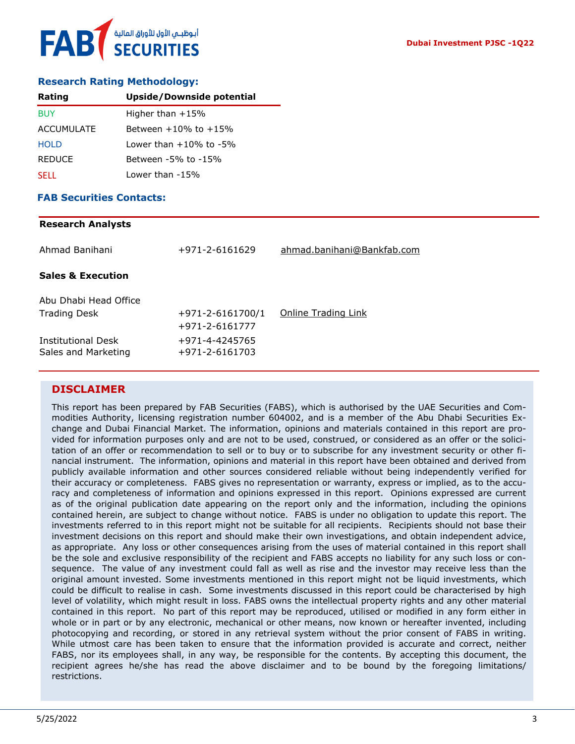## Research Rating Methodology:

| Rating | Upside/Downside potential |
|---|---|
| BUY | Higher than +15% |
| ACCUMULATE | Between +10% to +15% |
| HOLD | Lower than +10% to -5% |
| REDUCE | Between -5% to -15% |
| SELL | Lower than -15% |

## FAB Securities Contacts:

**Research Analysts**

| | | |
|---|---|---|
| Ahmad Banihani | +971-2-6161629 | ahmad.banihani@Bankfab.com |

**Sales & Execution**

| | | |
|---|---|---|
| Abu Dhabi Head Office | | |
| Trading Desk | +971-2-6161700/1<br>+971-2-6161777 | Online Trading Link |
| Institutional Desk | +971-4-4245765 | |
| Sales and Marketing | +971-2-6161703 | |

## DISCLAIMER

This report has been prepared by FAB Securities (FABS), which is authorised by the UAE Securities and Commodities Authority, licensing registration number 604002, and is a member of the Abu Dhabi Securities Exchange and Dubai Financial Market. The information, opinions and materials contained in this report are provided for information purposes only and are not to be used, construed, or considered as an offer or the solicitation of an offer or recommendation to sell or to buy or to subscribe for any investment security or other financial instrument. The information, opinions and material in this report have been obtained and derived from publicly available information and other sources considered reliable without being independently verified for their accuracy or completeness. FABS gives no representation or warranty, express or implied, as to the accuracy and completeness of information and opinions expressed in this report. Opinions expressed are current as of the original publication date appearing on the report only and the information, including the opinions contained herein, are subject to change without notice. FABS is under no obligation to update this report. The investments referred to in this report might not be suitable for all recipients. Recipients should not base their investment decisions on this report and should make their own investigations, and obtain independent advice, as appropriate. Any loss or other consequences arising from the uses of material contained in this report shall be the sole and exclusive responsibility of the recipient and FABS accepts no liability for any such loss or consequence. The value of any investment could fall as well as rise and the investor may receive less than the original amount invested. Some investments mentioned in this report might not be liquid investments, which could be difficult to realise in cash. Some investments discussed in this report could be characterised by high level of volatility, which might result in loss. FABS owns the intellectual property rights and any other material contained in this report. No part of this report may be reproduced, utilised or modified in any form either in whole or in part or by any electronic, mechanical or other means, now known or hereafter invented, including photocopying and recording, or stored in any retrieval system without the prior consent of FABS in writing. While utmost care has been taken to ensure that the information provided is accurate and correct, neither FABS, nor its employees shall, in any way, be responsible for the contents. By accepting this document, the recipient agrees he/she has read the above disclaimer and to be bound by the foregoing limitations/ restrictions.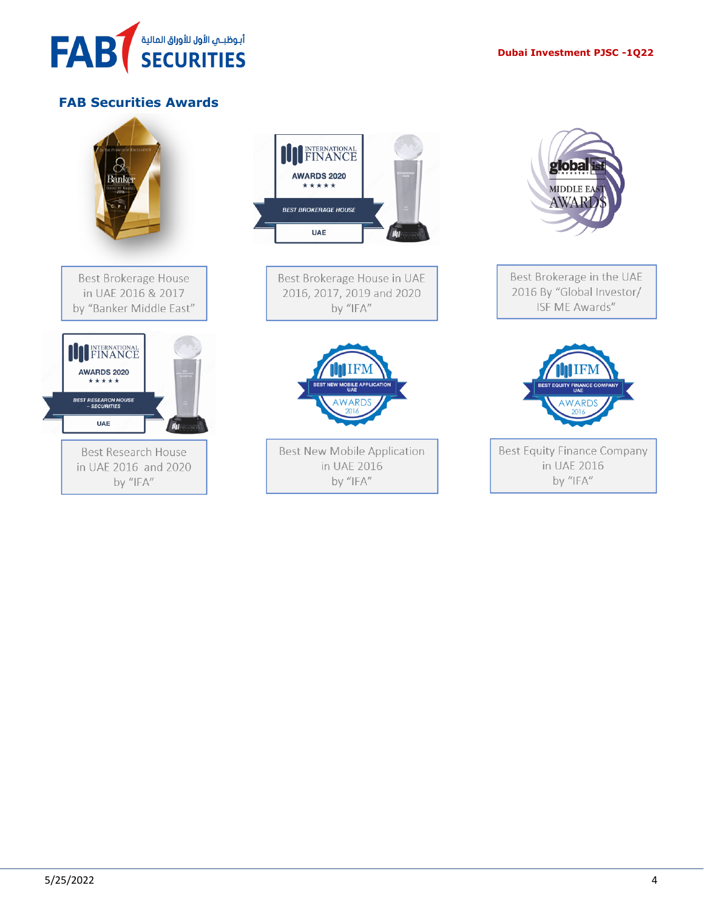## FAB Securities Awards

Best Brokerage House in UAE 2016 & 2017 by "Banker Middle East"

Best Brokerage House in UAE 2016, 2017, 2019 and 2020 by "IFA"

Best Brokerage in the UAE 2016 By "Global Investor/ ISF ME Awards"

Best Research House in UAE 2016 and 2020 by "IFA"

Best New Mobile Application in UAE 2016 by "IFA"

Best Equity Finance Company in UAE 2016 by "IFA"